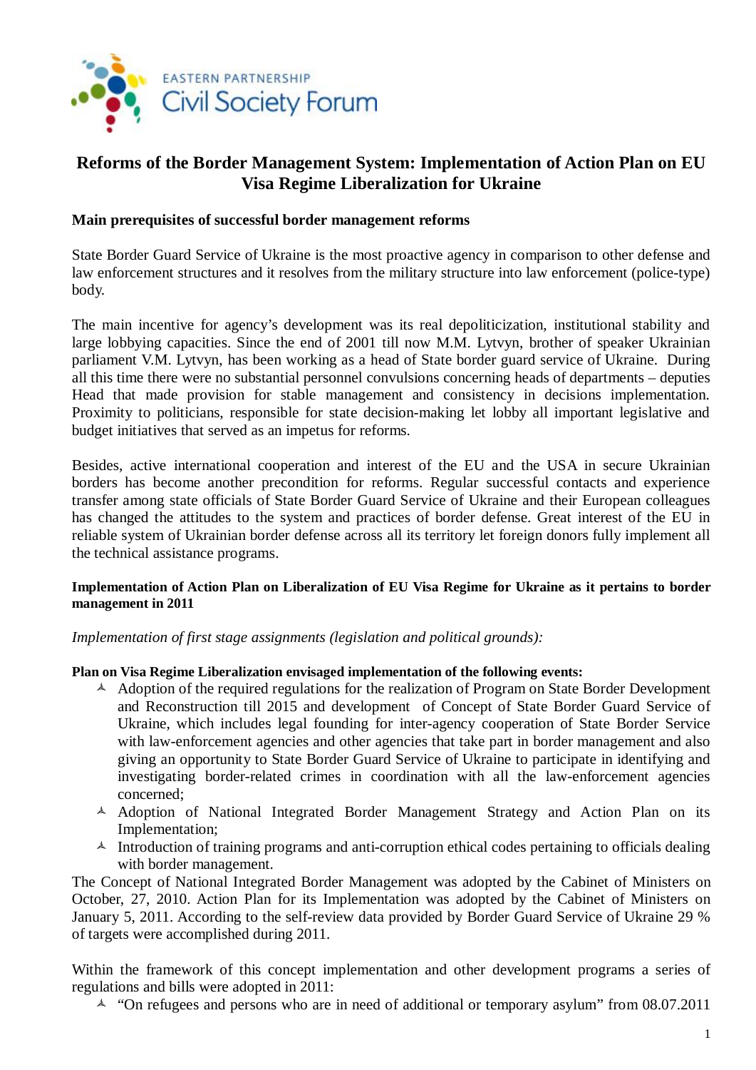EASTERN PARTNERSHIP
Civil Society Forum

# Reforms of the Border Management System: Implementation of Action Plan on EU Visa Regime Liberalization for Ukraine

## Main prerequisites of successful border management reforms

State Border Guard Service of Ukraine is the most proactive agency in comparison to other defense and law enforcement structures and it resolves from the military structure into law enforcement (police-type) body.

The main incentive for agency's development was its real depoliticization, institutional stability and large lobbying capacities. Since the end of 2001 till now M.M. Lytvyn, brother of speaker Ukrainian parliament V.M. Lytvyn, has been working as a head of State border guard service of Ukraine. During all this time there were no substantial personnel convulsions concerning heads of departments – deputies Head that made provision for stable management and consistency in decisions implementation. Proximity to politicians, responsible for state decision-making let lobby all important legislative and budget initiatives that served as an impetus for reforms.

Besides, active international cooperation and interest of the EU and the USA in secure Ukrainian borders has become another precondition for reforms. Regular successful contacts and experience transfer among state officials of State Border Guard Service of Ukraine and their European colleagues has changed the attitudes to the system and practices of border defense. Great interest of the EU in reliable system of Ukrainian border defense across all its territory let foreign donors fully implement all the technical assistance programs.

### Implementation of Action Plan on Liberalization of EU Visa Regime for Ukraine as it pertains to border management in 2011

*Implementation of first stage assignments (legislation and political grounds):*

**Plan on Visa Regime Liberalization envisaged implementation of the following events:**

- Adoption of the required regulations for the realization of Program on State Border Development and Reconstruction till 2015 and development of Concept of State Border Guard Service of Ukraine, which includes legal founding for inter-agency cooperation of State Border Service with law-enforcement agencies and other agencies that take part in border management and also giving an opportunity to State Border Guard Service of Ukraine to participate in identifying and investigating border-related crimes in coordination with all the law-enforcement agencies concerned;
- Adoption of National Integrated Border Management Strategy and Action Plan on its Implementation;
- Introduction of training programs and anti-corruption ethical codes pertaining to officials dealing with border management.

The Concept of National Integrated Border Management was adopted by the Cabinet of Ministers on October, 27, 2010. Action Plan for its Implementation was adopted by the Cabinet of Ministers on January 5, 2011. According to the self-review data provided by Border Guard Service of Ukraine 29 % of targets were accomplished during 2011.

Within the framework of this concept implementation and other development programs a series of regulations and bills were adopted in 2011:

- "On refugees and persons who are in need of additional or temporary asylum" from 08.07.2011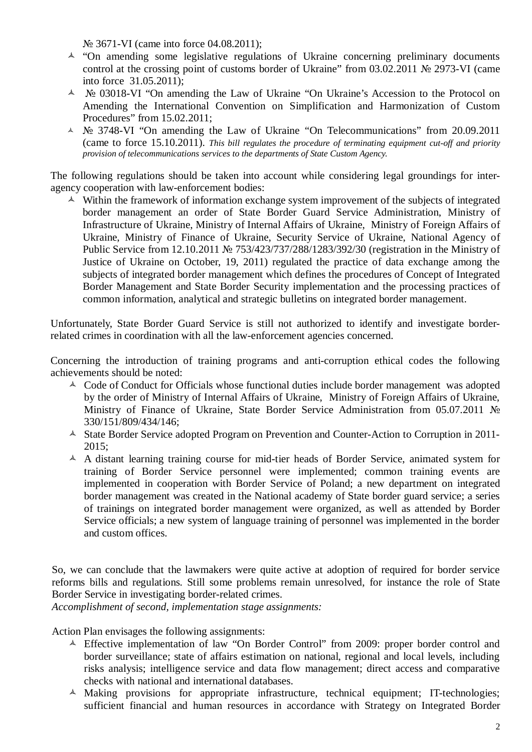№ 3671-VI (came into force 04.08.2011);

- "On amending some legislative regulations of Ukraine concerning preliminary documents control at the crossing point of customs border of Ukraine" from 03.02.2011 № 2973-VI (came into force 31.05.2011);
- № 03018-VI "On amending the Law of Ukraine "On Ukraine's Accession to the Protocol on Amending the International Convention on Simplification and Harmonization of Custom Procedures" from 15.02.2011;
- № 3748-VI "On amending the Law of Ukraine "On Telecommunications" from 20.09.2011 (came to force 15.10.2011). *This bill regulates the procedure of terminating equipment cut-off and priority provision of telecommunications services to the departments of State Custom Agency.*

The following regulations should be taken into account while considering legal groundings for inter-agency cooperation with law-enforcement bodies:

- Within the framework of information exchange system improvement of the subjects of integrated border management an order of State Border Guard Service Administration, Ministry of Infrastructure of Ukraine, Ministry of Internal Affairs of Ukraine, Ministry of Foreign Affairs of Ukraine, Ministry of Finance of Ukraine, Security Service of Ukraine, National Agency of Public Service from 12.10.2011 № 753/423/737/288/1283/392/30 (registration in the Ministry of Justice of Ukraine on October, 19, 2011) regulated the practice of data exchange among the subjects of integrated border management which defines the procedures of Concept of Integrated Border Management and State Border Security implementation and the processing practices of common information, analytical and strategic bulletins on integrated border management.

Unfortunately, State Border Guard Service is still not authorized to identify and investigate border-related crimes in coordination with all the law-enforcement agencies concerned.

Concerning the introduction of training programs and anti-corruption ethical codes the following achievements should be noted:

- Code of Conduct for Officials whose functional duties include border management was adopted by the order of Ministry of Internal Affairs of Ukraine, Ministry of Foreign Affairs of Ukraine, Ministry of Finance of Ukraine, State Border Service Administration from 05.07.2011 № 330/151/809/434/146;
- State Border Service adopted Program on Prevention and Counter-Action to Corruption in 2011-2015;
- A distant learning training course for mid-tier heads of Border Service, animated system for training of Border Service personnel were implemented; common training events are implemented in cooperation with Border Service of Poland; a new department on integrated border management was created in the National academy of State border guard service; a series of trainings on integrated border management were organized, as well as attended by Border Service officials; a new system of language training of personnel was implemented in the border and custom offices.

So, we can conclude that the lawmakers were quite active at adoption of required for border service reforms bills and regulations. Still some problems remain unresolved, for instance the role of State Border Service in investigating border-related crimes.

*Accomplishment of second, implementation stage assignments:*

Action Plan envisages the following assignments:

- Effective implementation of law "On Border Control" from 2009: proper border control and border surveillance; state of affairs estimation on national, regional and local levels, including risks analysis; intelligence service and data flow management; direct access and comparative checks with national and international databases.
- Making provisions for appropriate infrastructure, technical equipment; IT-technologies; sufficient financial and human resources in accordance with Strategy on Integrated Border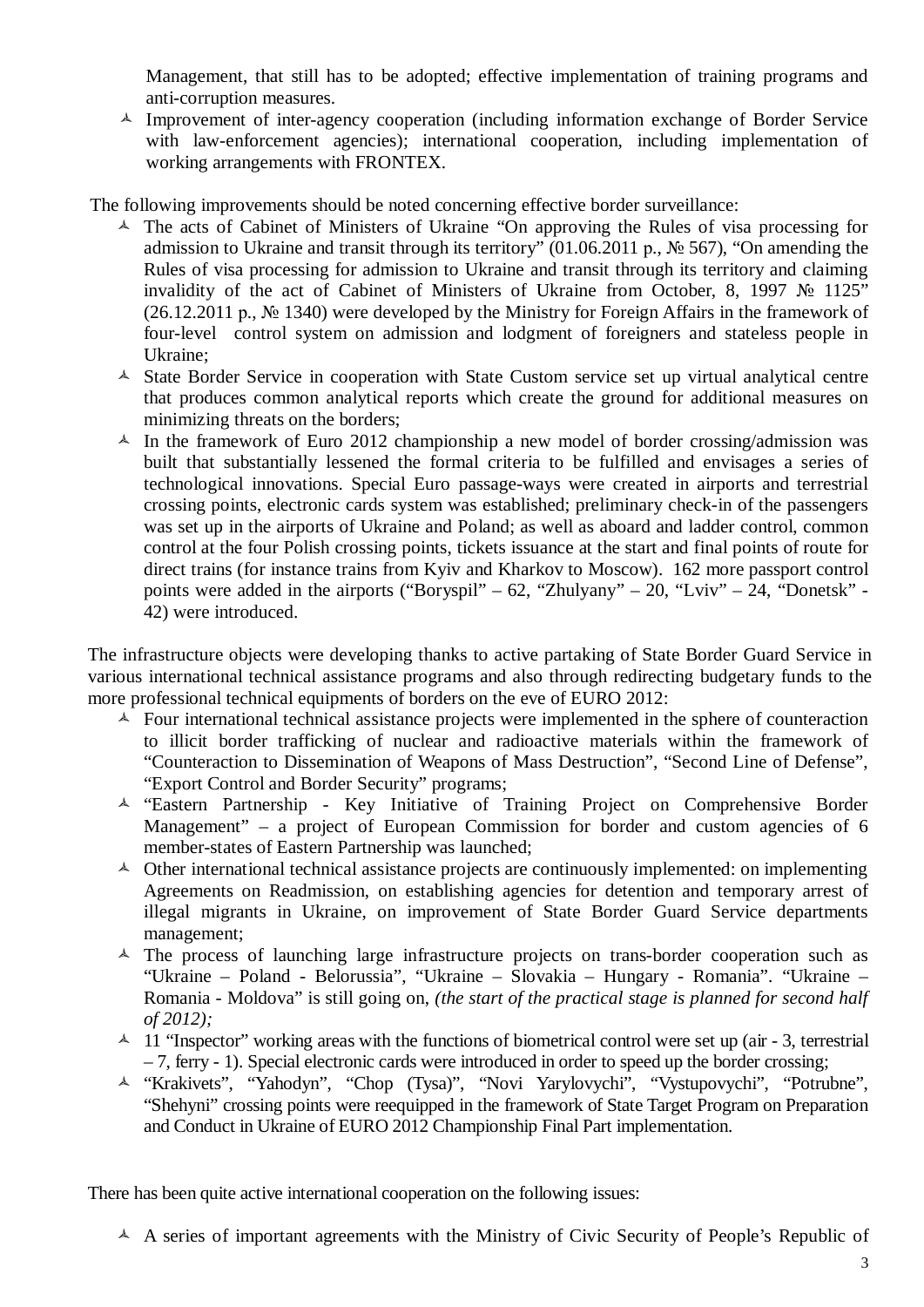Management, that still has to be adopted; effective implementation of training programs and anti-corruption measures.

- Improvement of inter-agency cooperation (including information exchange of Border Service with law-enforcement agencies); international cooperation, including implementation of working arrangements with FRONTEX.

The following improvements should be noted concerning effective border surveillance:

- The acts of Cabinet of Ministers of Ukraine "On approving the Rules of visa processing for admission to Ukraine and transit through its territory" (01.06.2011 р., № 567), "On amending the Rules of visa processing for admission to Ukraine and transit through its territory and claiming invalidity of the act of Cabinet of Ministers of Ukraine from October, 8, 1997 № 1125" (26.12.2011 р., № 1340) were developed by the Ministry for Foreign Affairs in the framework of four-level control system on admission and lodgment of foreigners and stateless people in Ukraine;
- State Border Service in cooperation with State Custom service set up virtual analytical centre that produces common analytical reports which create the ground for additional measures on minimizing threats on the borders;
- In the framework of Euro 2012 championship a new model of border crossing/admission was built that substantially lessened the formal criteria to be fulfilled and envisages a series of technological innovations. Special Euro passage-ways were created in airports and terrestrial crossing points, electronic cards system was established; preliminary check-in of the passengers was set up in the airports of Ukraine and Poland; as well as aboard and ladder control, common control at the four Polish crossing points, tickets issuance at the start and final points of route for direct trains (for instance trains from Kyiv and Kharkov to Moscow). 162 more passport control points were added in the airports ("Boryspil" – 62, "Zhulyany" – 20, "Lviv" – 24, "Donetsk" - 42) were introduced.

The infrastructure objects were developing thanks to active partaking of State Border Guard Service in various international technical assistance programs and also through redirecting budgetary funds to the more professional technical equipments of borders on the eve of EURO 2012:

- Four international technical assistance projects were implemented in the sphere of counteraction to illicit border trafficking of nuclear and radioactive materials within the framework of "Counteraction to Dissemination of Weapons of Mass Destruction", "Second Line of Defense", "Export Control and Border Security" programs;
- "Eastern Partnership - Key Initiative of Training Project on Comprehensive Border Management" – a project of European Commission for border and custom agencies of 6 member-states of Eastern Partnership was launched;
- Other international technical assistance projects are continuously implemented: on implementing Agreements on Readmission, on establishing agencies for detention and temporary arrest of illegal migrants in Ukraine, on improvement of State Border Guard Service departments management;
- The process of launching large infrastructure projects on trans-border cooperation such as "Ukraine – Poland - Belorussia", "Ukraine – Slovakia – Hungary - Romania". "Ukraine – Romania - Moldova" is still going on, *(the start of the practical stage is planned for second half of 2012);*
- 11 "Inspector" working areas with the functions of biometrical control were set up (air - 3, terrestrial – 7, ferry - 1). Special electronic cards were introduced in order to speed up the border crossing;
- "Krakivets", "Yahodyn", "Chop (Tysa)", "Novi Yarylovychi", "Vystupovychi", "Potrubne", "Shehyni" crossing points were reequipped in the framework of State Target Program on Preparation and Conduct in Ukraine of EURO 2012 Championship Final Part implementation.

There has been quite active international cooperation on the following issues:

- A series of important agreements with the Ministry of Civic Security of People's Republic of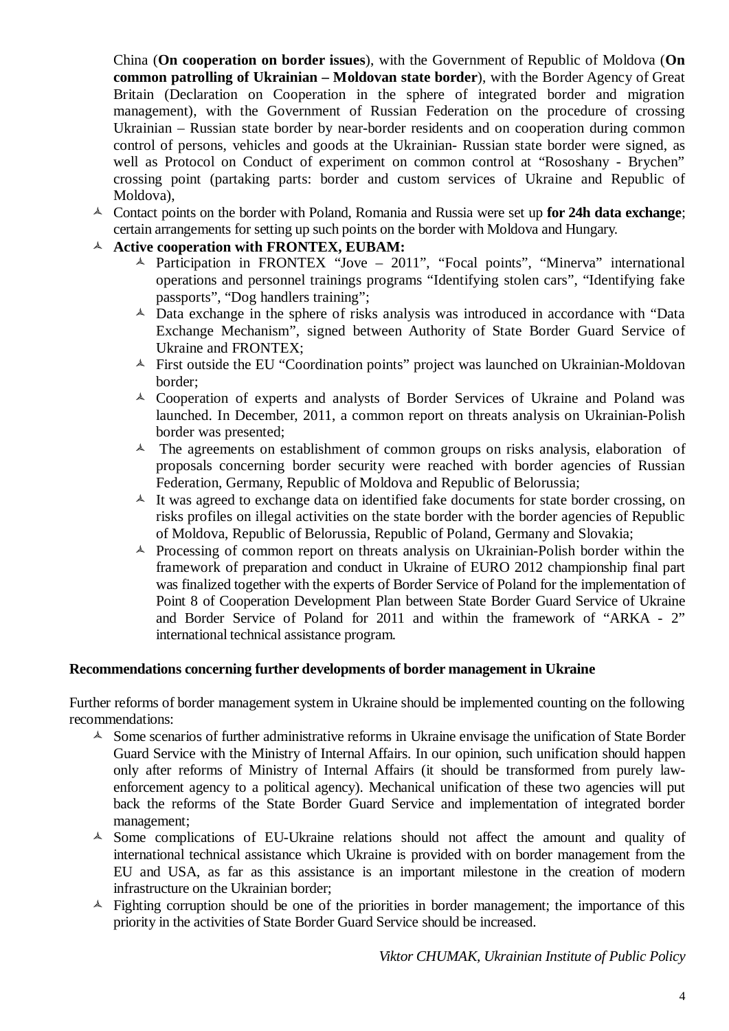China (**On cooperation on border issues**), with the Government of Republic of Moldova (**On common patrolling of Ukrainian – Moldovan state border**), with the Border Agency of Great Britain (Declaration on Cooperation in the sphere of integrated border and migration management), with the Government of Russian Federation on the procedure of crossing Ukrainian – Russian state border by near-border residents and on cooperation during common control of persons, vehicles and goods at the Ukrainian- Russian state border were signed, as well as Protocol on Conduct of experiment on common control at "Rososhany - Brychen" crossing point (partaking parts: border and custom services of Ukraine and Republic of Moldova),

- Contact points on the border with Poland, Romania and Russia were set up **for 24h data exchange**; certain arrangements for setting up such points on the border with Moldova and Hungary.
- **Active cooperation with FRONTEX, EUBAM:**
  - Participation in FRONTEX "Jove – 2011", "Focal points", "Minerva" international operations and personnel trainings programs "Identifying stolen cars", "Identifying fake passports", "Dog handlers training";
  - Data exchange in the sphere of risks analysis was introduced in accordance with "Data Exchange Mechanism", signed between Authority of State Border Guard Service of Ukraine and FRONTEX;
  - First outside the EU "Coordination points" project was launched on Ukrainian-Moldovan border;
  - Cooperation of experts and analysts of Border Services of Ukraine and Poland was launched. In December, 2011, a common report on threats analysis on Ukrainian-Polish border was presented;
  - The agreements on establishment of common groups on risks analysis, elaboration of proposals concerning border security were reached with border agencies of Russian Federation, Germany, Republic of Moldova and Republic of Belorussia;
  - It was agreed to exchange data on identified fake documents for state border crossing, on risks profiles on illegal activities on the state border with the border agencies of Republic of Moldova, Republic of Belorussia, Republic of Poland, Germany and Slovakia;
  - Processing of common report on threats analysis on Ukrainian-Polish border within the framework of preparation and conduct in Ukraine of EURO 2012 championship final part was finalized together with the experts of Border Service of Poland for the implementation of Point 8 of Cooperation Development Plan between State Border Guard Service of Ukraine and Border Service of Poland for 2011 and within the framework of "ARKA - 2" international technical assistance program.

**Recommendations concerning further developments of border management in Ukraine**

Further reforms of border management system in Ukraine should be implemented counting on the following recommendations:

- Some scenarios of further administrative reforms in Ukraine envisage the unification of State Border Guard Service with the Ministry of Internal Affairs. In our opinion, such unification should happen only after reforms of Ministry of Internal Affairs (it should be transformed from purely law-enforcement agency to a political agency). Mechanical unification of these two agencies will put back the reforms of the State Border Guard Service and implementation of integrated border management;
- Some complications of EU-Ukraine relations should not affect the amount and quality of international technical assistance which Ukraine is provided with on border management from the EU and USA, as far as this assistance is an important milestone in the creation of modern infrastructure on the Ukrainian border;
- Fighting corruption should be one of the priorities in border management; the importance of this priority in the activities of State Border Guard Service should be increased.

*Viktor CHUMAK, Ukrainian Institute of Public Policy*